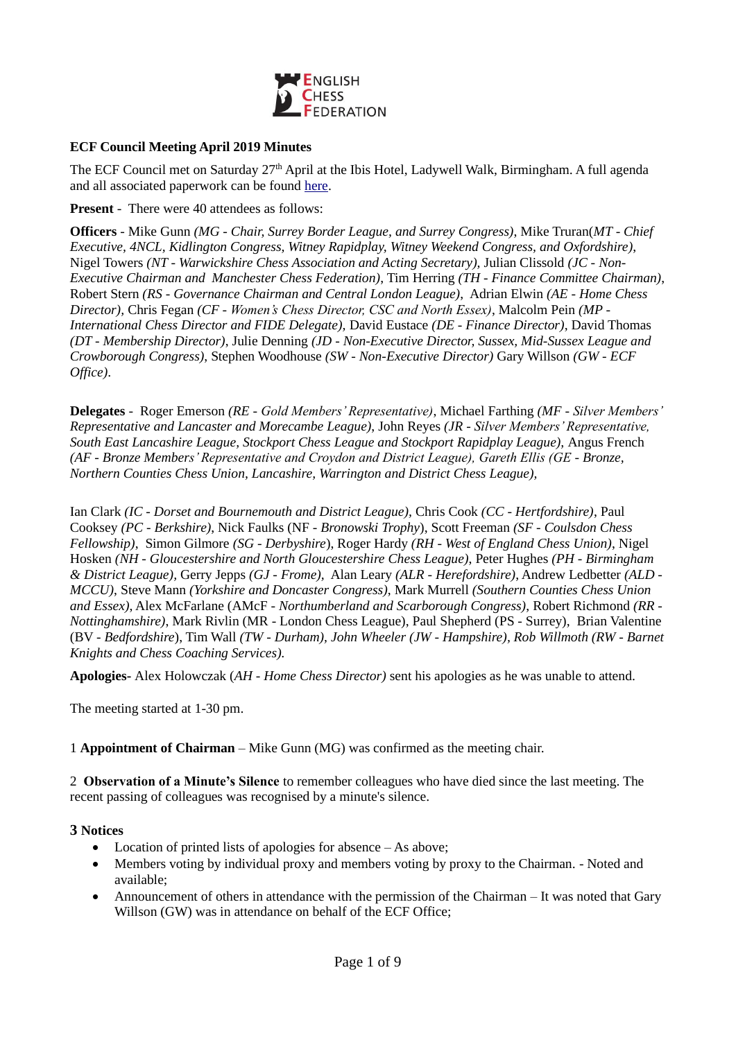**ECF Council Meeting April 2019 Minutes**

The ECF Council met on Saturday 27th April at the Ibis Hotel, Ladywell Walk, Birmingham. A full agenda and all associated paperwork can be found [here](#).

**Present** - There were 40 attendees as follows:

**Officers** - Mike Gunn *(MG - Chair, Surrey Border League, and Surrey Congress)*, Mike Truran*(MT - Chief Executive, 4NCL, Kidlington Congress, Witney Rapidplay, Witney Weekend Congress, and Oxfordshire)*, Nigel Towers *(NT - Warwickshire Chess Association and Acting Secretary)*, Julian Clissold *(JC - Non-Executive Chairman and Manchester Chess Federation)*, Tim Herring *(TH - Finance Committee Chairman)*, Robert Stern *(RS - Governance Chairman and Central London League)*, Adrian Elwin *(AE - Home Chess Director)*, Chris Fegan *(CF - Women's Chess Director, CSC and North Essex)*, Malcolm Pein *(MP - International Chess Director and FIDE Delegate)*, David Eustace *(DE - Finance Director)*, David Thomas *(DT - Membership Director)*, Julie Denning *(JD - Non-Executive Director, Sussex, Mid-Sussex League and Crowborough Congress)*, Stephen Woodhouse *(SW - Non-Executive Director)* Gary Willson *(GW - ECF Office)*.

**Delegates** - Roger Emerson *(RE - Gold Members' Representative)*, Michael Farthing *(MF - Silver Members' Representative and Lancaster and Morecambe League)*, John Reyes *(JR - Silver Members' Representative, South East Lancashire League, Stockport Chess League and Stockport Rapidplay League)*, Angus French *(AF - Bronze Members' Representative and Croydon and District League), Gareth Ellis (GE - Bronze, Northern Counties Chess Union, Lancashire, Warrington and District Chess League),*

Ian Clark *(IC - Dorset and Bournemouth and District League)*, Chris Cook *(CC - Hertfordshire)*, Paul Cooksey *(PC - Berkshire)*, Nick Faulks (NF - *Bronowski Trophy*), Scott Freeman *(SF - Coulsdon Chess Fellowship)*, Simon Gilmore *(SG - Derbyshire)*, Roger Hardy *(RH - West of England Chess Union)*, Nigel Hosken *(NH - Gloucestershire and North Gloucestershire Chess League)*, Peter Hughes *(PH - Birmingham & District League)*, Gerry Jepps *(GJ - Frome)*, Alan Leary *(ALR - Herefordshire)*, Andrew Ledbetter *(ALD - MCCU)*, Steve Mann *(Yorkshire and Doncaster Congress)*, Mark Murrell *(Southern Counties Chess Union and Essex)*, Alex McFarlane (AMcF - *Northumberland and Scarborough Congress)*, Robert Richmond *(RR - Nottinghamshire)*, Mark Rivlin (MR - London Chess League), Paul Shepherd (PS - Surrey), Brian Valentine (BV - *Bedfordshire*), Tim Wall *(TW - Durham), John Wheeler (JW - Hampshire), Rob Willmoth (RW - Barnet Knights and Chess Coaching Services).*

**Apologies-** Alex Holowczak (*AH - Home Chess Director)* sent his apologies as he was unable to attend.

The meeting started at 1-30 pm.

1 **Appointment of Chairman** – Mike Gunn (MG) was confirmed as the meeting chair.

2 **Observation of a Minute's Silence** to remember colleagues who have died since the last meeting. The recent passing of colleagues was recognised by a minute's silence.

**3 Notices**

- Location of printed lists of apologies for absence – As above;
- Members voting by individual proxy and members voting by proxy to the Chairman. - Noted and available;
- Announcement of others in attendance with the permission of the Chairman – It was noted that Gary Willson (GW) was in attendance on behalf of the ECF Office;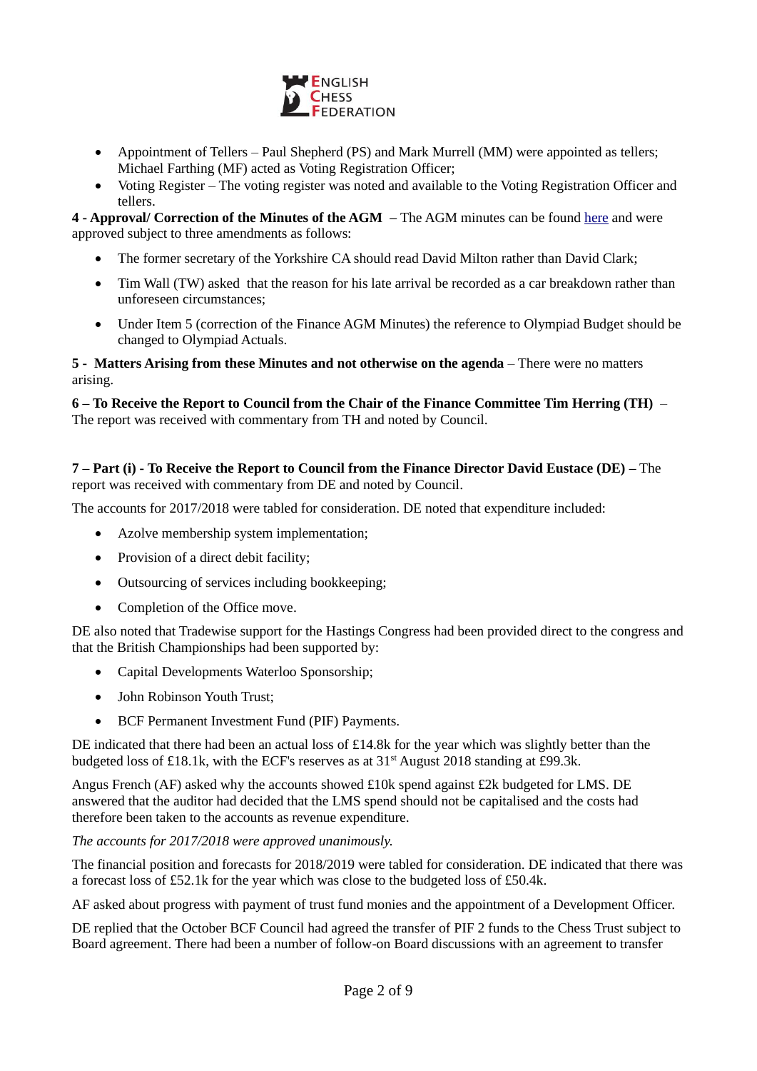- Appointment of Tellers – Paul Shepherd (PS) and Mark Murrell (MM) were appointed as tellers; Michael Farthing (MF) acted as Voting Registration Officer;
- Voting Register – The voting register was noted and available to the Voting Registration Officer and tellers.

**4 - Approval/ Correction of the Minutes of the AGM –** The AGM minutes can be found here and were approved subject to three amendments as follows:

- The former secretary of the Yorkshire CA should read David Milton rather than David Clark;
- Tim Wall (TW) asked that the reason for his late arrival be recorded as a car breakdown rather than unforeseen circumstances;
- Under Item 5 (correction of the Finance AGM Minutes) the reference to Olympiad Budget should be changed to Olympiad Actuals.

**5 - Matters Arising from these Minutes and not otherwise on the agenda** – There were no matters arising.

**6 – To Receive the Report to Council from the Chair of the Finance Committee Tim Herring (TH)** – The report was received with commentary from TH and noted by Council.

**7 – Part (i) - To Receive the Report to Council from the Finance Director David Eustace (DE) –** The report was received with commentary from DE and noted by Council.

The accounts for 2017/2018 were tabled for consideration. DE noted that expenditure included:

- Azolve membership system implementation;
- Provision of a direct debit facility;
- Outsourcing of services including bookkeeping;
- Completion of the Office move.

DE also noted that Tradewise support for the Hastings Congress had been provided direct to the congress and that the British Championships had been supported by:

- Capital Developments Waterloo Sponsorship;
- John Robinson Youth Trust;
- BCF Permanent Investment Fund (PIF) Payments.

DE indicated that there had been an actual loss of £14.8k for the year which was slightly better than the budgeted loss of £18.1k, with the ECF's reserves as at 31st August 2018 standing at £99.3k.

Angus French (AF) asked why the accounts showed £10k spend against £2k budgeted for LMS. DE answered that the auditor had decided that the LMS spend should not be capitalised and the costs had therefore been taken to the accounts as revenue expenditure.

*The accounts for 2017/2018 were approved unanimously.*

The financial position and forecasts for 2018/2019 were tabled for consideration. DE indicated that there was a forecast loss of £52.1k for the year which was close to the budgeted loss of £50.4k.

AF asked about progress with payment of trust fund monies and the appointment of a Development Officer.

DE replied that the October BCF Council had agreed the transfer of PIF 2 funds to the Chess Trust subject to Board agreement. There had been a number of follow-on Board discussions with an agreement to transfer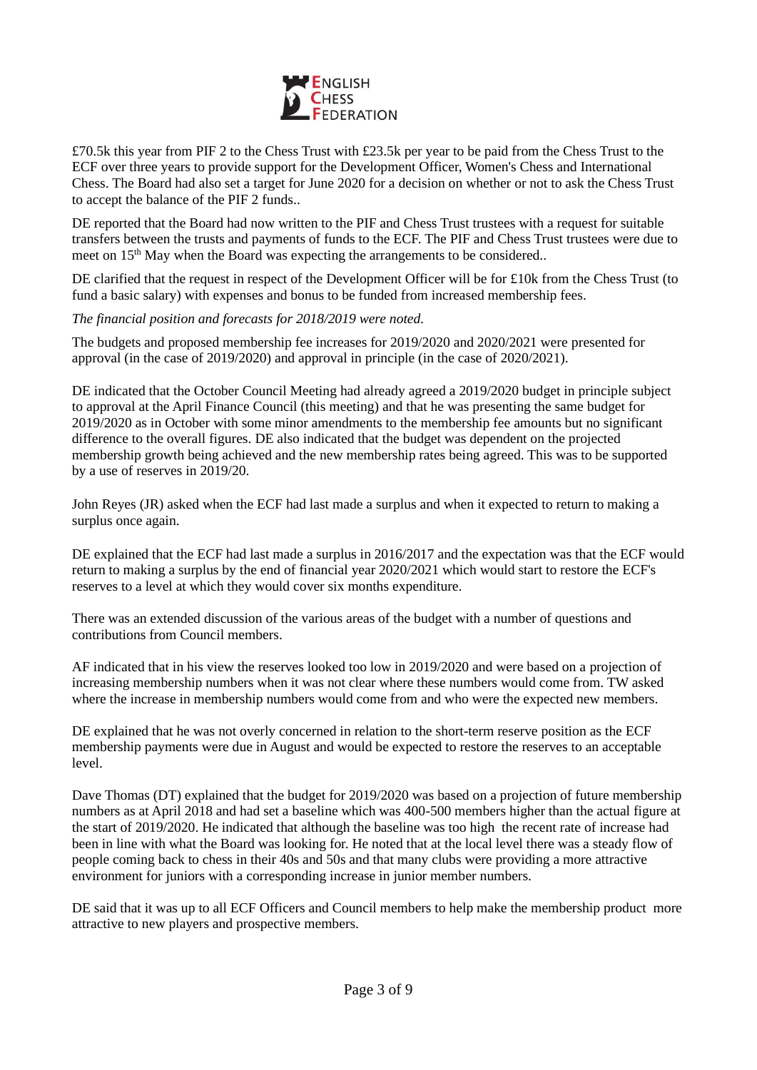£70.5k this year from PIF 2 to the Chess Trust with £23.5k per year to be paid from the Chess Trust to the ECF over three years to provide support for the Development Officer, Women's Chess and International Chess. The Board had also set a target for June 2020 for a decision on whether or not to ask the Chess Trust to accept the balance of the PIF 2 funds..

DE reported that the Board had now written to the PIF and Chess Trust trustees with a request for suitable transfers between the trusts and payments of funds to the ECF. The PIF and Chess Trust trustees were due to meet on 15th May when the Board was expecting the arrangements to be considered..

DE clarified that the request in respect of the Development Officer will be for £10k from the Chess Trust (to fund a basic salary) with expenses and bonus to be funded from increased membership fees.

*The financial position and forecasts for 2018/2019 were noted.*

The budgets and proposed membership fee increases for 2019/2020 and 2020/2021 were presented for approval (in the case of 2019/2020) and approval in principle (in the case of 2020/2021).

DE indicated that the October Council Meeting had already agreed a 2019/2020 budget in principle subject to approval at the April Finance Council (this meeting) and that he was presenting the same budget for 2019/2020 as in October with some minor amendments to the membership fee amounts but no significant difference to the overall figures. DE also indicated that the budget was dependent on the projected membership growth being achieved and the new membership rates being agreed. This was to be supported by a use of reserves in 2019/20.

John Reyes (JR) asked when the ECF had last made a surplus and when it expected to return to making a surplus once again.

DE explained that the ECF had last made a surplus in 2016/2017 and the expectation was that the ECF would return to making a surplus by the end of financial year 2020/2021 which would start to restore the ECF's reserves to a level at which they would cover six months expenditure.

There was an extended discussion of the various areas of the budget with a number of questions and contributions from Council members.

AF indicated that in his view the reserves looked too low in 2019/2020 and were based on a projection of increasing membership numbers when it was not clear where these numbers would come from. TW asked where the increase in membership numbers would come from and who were the expected new members.

DE explained that he was not overly concerned in relation to the short-term reserve position as the ECF membership payments were due in August and would be expected to restore the reserves to an acceptable level.

Dave Thomas (DT) explained that the budget for 2019/2020 was based on a projection of future membership numbers as at April 2018 and had set a baseline which was 400-500 members higher than the actual figure at the start of 2019/2020. He indicated that although the baseline was too high the recent rate of increase had been in line with what the Board was looking for. He noted that at the local level there was a steady flow of people coming back to chess in their 40s and 50s and that many clubs were providing a more attractive environment for juniors with a corresponding increase in junior member numbers.

DE said that it was up to all ECF Officers and Council members to help make the membership product more attractive to new players and prospective members.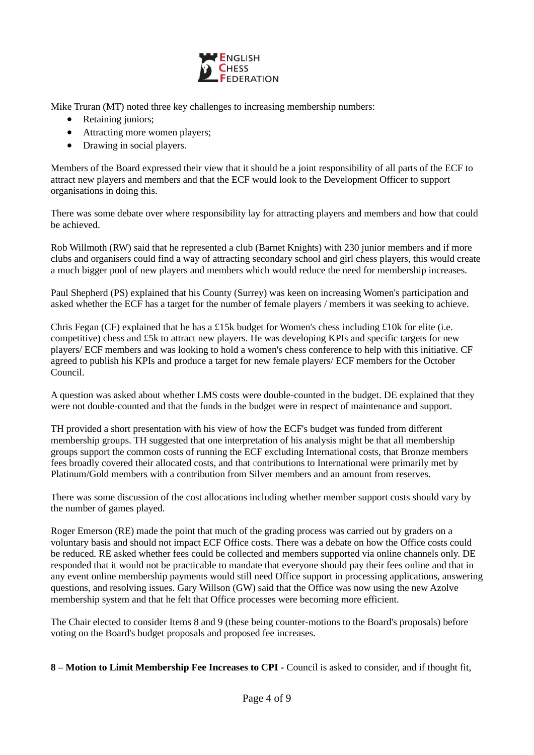Mike Truran (MT) noted three key challenges to increasing membership numbers:

- Retaining juniors;
- Attracting more women players;
- Drawing in social players.

Members of the Board expressed their view that it should be a joint responsibility of all parts of the ECF to attract new players and members and that the ECF would look to the Development Officer to support organisations in doing this.

There was some debate over where responsibility lay for attracting players and members and how that could be achieved.

Rob Willmoth (RW) said that he represented a club (Barnet Knights) with 230 junior members and if more clubs and organisers could find a way of attracting secondary school and girl chess players, this would create a much bigger pool of new players and members which would reduce the need for membership increases.

Paul Shepherd (PS) explained that his County (Surrey) was keen on increasing Women's participation and asked whether the ECF has a target for the number of female players / members it was seeking to achieve.

Chris Fegan (CF) explained that he has a £15k budget for Women's chess including £10k for elite (i.e. competitive) chess and £5k to attract new players. He was developing KPIs and specific targets for new players/ ECF members and was looking to hold a women's chess conference to help with this initiative. CF agreed to publish his KPIs and produce a target for new female players/ ECF members for the October Council.

A question was asked about whether LMS costs were double-counted in the budget. DE explained that they were not double-counted and that the funds in the budget were in respect of maintenance and support.

TH provided a short presentation with his view of how the ECF's budget was funded from different membership groups. TH suggested that one interpretation of his analysis might be that all membership groups support the common costs of running the ECF excluding International costs, that Bronze members fees broadly covered their allocated costs, and that contributions to International were primarily met by Platinum/Gold members with a contribution from Silver members and an amount from reserves.

There was some discussion of the cost allocations including whether member support costs should vary by the number of games played.

Roger Emerson (RE) made the point that much of the grading process was carried out by graders on a voluntary basis and should not impact ECF Office costs. There was a debate on how the Office costs could be reduced. RE asked whether fees could be collected and members supported via online channels only. DE responded that it would not be practicable to mandate that everyone should pay their fees online and that in any event online membership payments would still need Office support in processing applications, answering questions, and resolving issues. Gary Willson (GW) said that the Office was now using the new Azolve membership system and that he felt that Office processes were becoming more efficient.

The Chair elected to consider Items 8 and 9 (these being counter-motions to the Board's proposals) before voting on the Board's budget proposals and proposed fee increases.

**8 – Motion to Limit Membership Fee Increases to CPI -** Council is asked to consider, and if thought fit,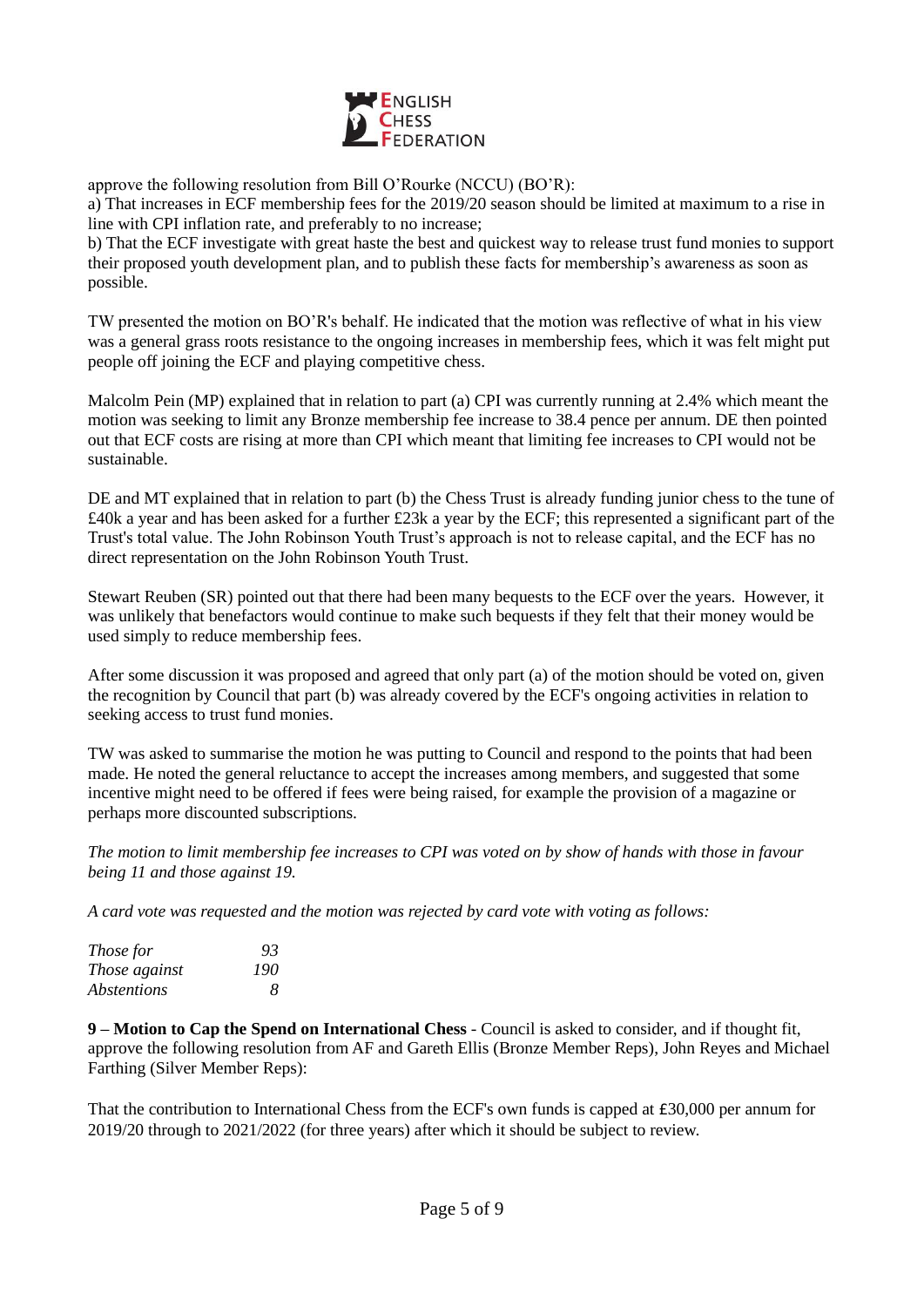approve the following resolution from Bill O'Rourke (NCCU) (BO'R):

a) That increases in ECF membership fees for the 2019/20 season should be limited at maximum to a rise in line with CPI inflation rate, and preferably to no increase;

b) That the ECF investigate with great haste the best and quickest way to release trust fund monies to support their proposed youth development plan, and to publish these facts for membership's awareness as soon as possible.

TW presented the motion on BO'R's behalf. He indicated that the motion was reflective of what in his view was a general grass roots resistance to the ongoing increases in membership fees, which it was felt might put people off joining the ECF and playing competitive chess.

Malcolm Pein (MP) explained that in relation to part (a) CPI was currently running at 2.4% which meant the motion was seeking to limit any Bronze membership fee increase to 38.4 pence per annum. DE then pointed out that ECF costs are rising at more than CPI which meant that limiting fee increases to CPI would not be sustainable.

DE and MT explained that in relation to part (b) the Chess Trust is already funding junior chess to the tune of £40k a year and has been asked for a further £23k a year by the ECF; this represented a significant part of the Trust's total value. The John Robinson Youth Trust's approach is not to release capital, and the ECF has no direct representation on the John Robinson Youth Trust.

Stewart Reuben (SR) pointed out that there had been many bequests to the ECF over the years. However, it was unlikely that benefactors would continue to make such bequests if they felt that their money would be used simply to reduce membership fees.

After some discussion it was proposed and agreed that only part (a) of the motion should be voted on, given the recognition by Council that part (b) was already covered by the ECF's ongoing activities in relation to seeking access to trust fund monies.

TW was asked to summarise the motion he was putting to Council and respond to the points that had been made. He noted the general reluctance to accept the increases among members, and suggested that some incentive might need to be offered if fees were being raised, for example the provision of a magazine or perhaps more discounted subscriptions.

*The motion to limit membership fee increases to CPI was voted on by show of hands with those in favour being 11 and those against 19.*

*A card vote was requested and the motion was rejected by card vote with voting as follows:*

| | |
|---|---|
| *Those for* | *93* |
| *Those against* | *190* |
| *Abstentions* | *8* |

**9 – Motion to Cap the Spend on International Chess** - Council is asked to consider, and if thought fit, approve the following resolution from AF and Gareth Ellis (Bronze Member Reps), John Reyes and Michael Farthing (Silver Member Reps):

That the contribution to International Chess from the ECF's own funds is capped at £30,000 per annum for 2019/20 through to 2021/2022 (for three years) after which it should be subject to review.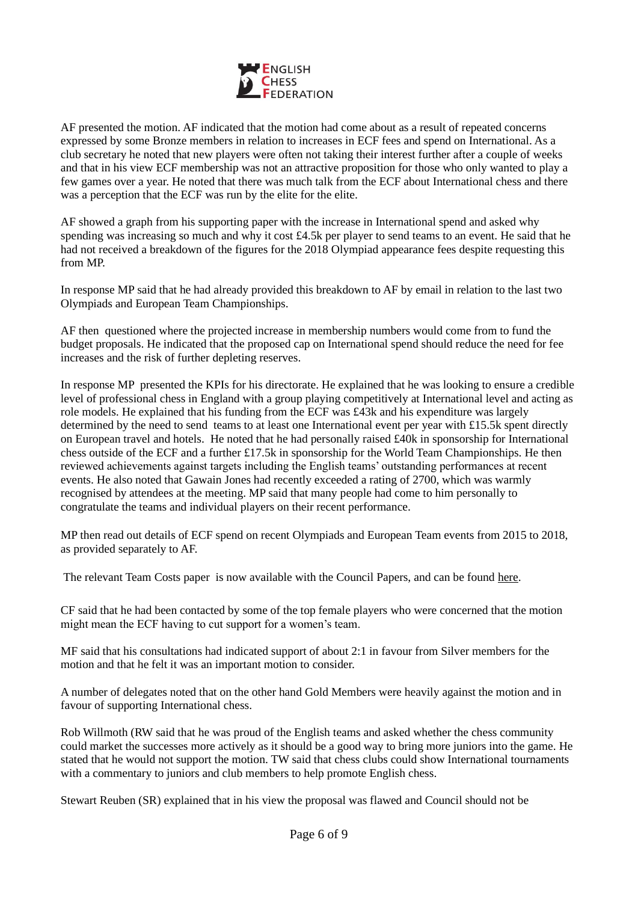AF presented the motion. AF indicated that the motion had come about as a result of repeated concerns expressed by some Bronze members in relation to increases in ECF fees and spend on International. As a club secretary he noted that new players were often not taking their interest further after a couple of weeks and that in his view ECF membership was not an attractive proposition for those who only wanted to play a few games over a year. He noted that there was much talk from the ECF about International chess and there was a perception that the ECF was run by the elite for the elite.

AF showed a graph from his supporting paper with the increase in International spend and asked why spending was increasing so much and why it cost £4.5k per player to send teams to an event. He said that he had not received a breakdown of the figures for the 2018 Olympiad appearance fees despite requesting this from MP.

In response MP said that he had already provided this breakdown to AF by email in relation to the last two Olympiads and European Team Championships.

AF then questioned where the projected increase in membership numbers would come from to fund the budget proposals. He indicated that the proposed cap on International spend should reduce the need for fee increases and the risk of further depleting reserves.

In response MP presented the KPIs for his directorate. He explained that he was looking to ensure a credible level of professional chess in England with a group playing competitively at International level and acting as role models. He explained that his funding from the ECF was £43k and his expenditure was largely determined by the need to send teams to at least one International event per year with £15.5k spent directly on European travel and hotels. He noted that he had personally raised £40k in sponsorship for International chess outside of the ECF and a further £17.5k in sponsorship for the World Team Championships. He then reviewed achievements against targets including the English teams' outstanding performances at recent events. He also noted that Gawain Jones had recently exceeded a rating of 2700, which was warmly recognised by attendees at the meeting. MP said that many people had come to him personally to congratulate the teams and individual players on their recent performance.

MP then read out details of ECF spend on recent Olympiads and European Team events from 2015 to 2018, as provided separately to AF.

The relevant Team Costs paper is now available with the Council Papers, and can be found here.

CF said that he had been contacted by some of the top female players who were concerned that the motion might mean the ECF having to cut support for a women's team.

MF said that his consultations had indicated support of about 2:1 in favour from Silver members for the motion and that he felt it was an important motion to consider.

A number of delegates noted that on the other hand Gold Members were heavily against the motion and in favour of supporting International chess.

Rob Willmoth (RW said that he was proud of the English teams and asked whether the chess community could market the successes more actively as it should be a good way to bring more juniors into the game. He stated that he would not support the motion. TW said that chess clubs could show International tournaments with a commentary to juniors and club members to help promote English chess.

Stewart Reuben (SR) explained that in his view the proposal was flawed and Council should not be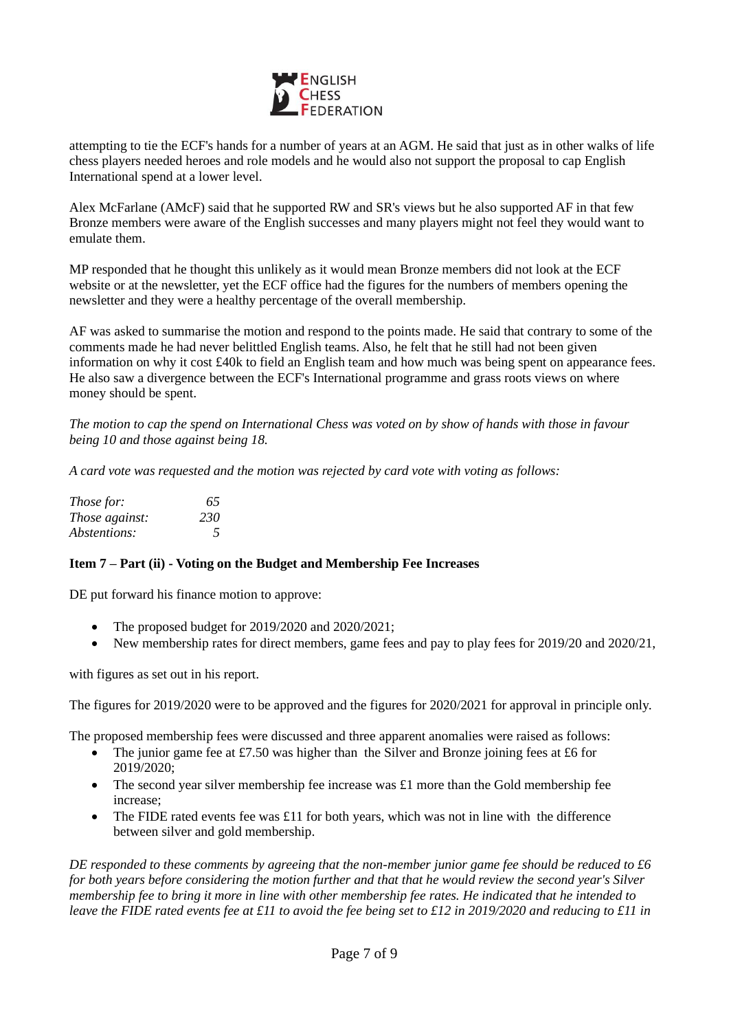attempting to tie the ECF's hands for a number of years at an AGM. He said that just as in other walks of life chess players needed heroes and role models and he would also not support the proposal to cap English International spend at a lower level.

Alex McFarlane (AMcF) said that he supported RW and SR's views but he also supported AF in that few Bronze members were aware of the English successes and many players might not feel they would want to emulate them.

MP responded that he thought this unlikely as it would mean Bronze members did not look at the ECF website or at the newsletter, yet the ECF office had the figures for the numbers of members opening the newsletter and they were a healthy percentage of the overall membership.

AF was asked to summarise the motion and respond to the points made. He said that contrary to some of the comments made he had never belittled English teams. Also, he felt that he still had not been given information on why it cost £40k to field an English team and how much was being spent on appearance fees. He also saw a divergence between the ECF's International programme and grass roots views on where money should be spent.

*The motion to cap the spend on International Chess was voted on by show of hands with those in favour being 10 and those against being 18.*

*A card vote was requested and the motion was rejected by card vote with voting as follows:*

| | |
|---|---|
| *Those for:* | *65* |
| *Those against:* | *230* |
| *Abstentions:* | *5* |

**Item 7 – Part (ii) - Voting on the Budget and Membership Fee Increases**

DE put forward his finance motion to approve:

- The proposed budget for 2019/2020 and 2020/2021;
- New membership rates for direct members, game fees and pay to play fees for 2019/20 and 2020/21,

with figures as set out in his report.

The figures for 2019/2020 were to be approved and the figures for 2020/2021 for approval in principle only.

The proposed membership fees were discussed and three apparent anomalies were raised as follows:

- The junior game fee at £7.50 was higher than the Silver and Bronze joining fees at £6 for 2019/2020;
- The second year silver membership fee increase was £1 more than the Gold membership fee increase;
- The FIDE rated events fee was £11 for both years, which was not in line with the difference between silver and gold membership.

*DE responded to these comments by agreeing that the non-member junior game fee should be reduced to £6 for both years before considering the motion further and that that he would review the second year's Silver membership fee to bring it more in line with other membership fee rates. He indicated that he intended to leave the FIDE rated events fee at £11 to avoid the fee being set to £12 in 2019/2020 and reducing to £11 in*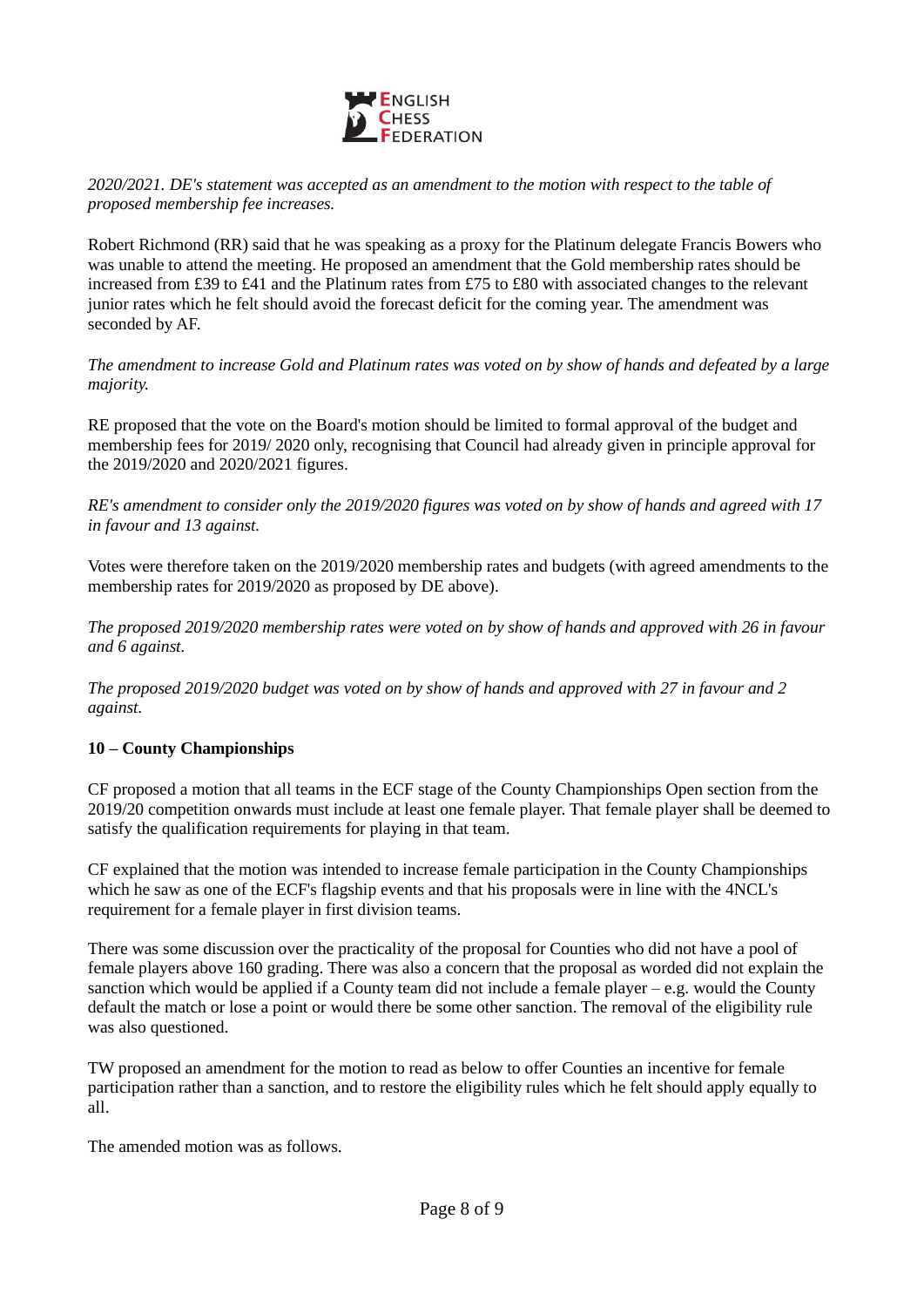*2020/2021. DE's statement was accepted as an amendment to the motion with respect to the table of proposed membership fee increases.*

Robert Richmond (RR) said that he was speaking as a proxy for the Platinum delegate Francis Bowers who was unable to attend the meeting. He proposed an amendment that the Gold membership rates should be increased from £39 to £41 and the Platinum rates from £75 to £80 with associated changes to the relevant junior rates which he felt should avoid the forecast deficit for the coming year. The amendment was seconded by AF.

*The amendment to increase Gold and Platinum rates was voted on by show of hands and defeated by a large majority.*

RE proposed that the vote on the Board's motion should be limited to formal approval of the budget and membership fees for 2019/ 2020 only, recognising that Council had already given in principle approval for the 2019/2020 and 2020/2021 figures.

*RE's amendment to consider only the 2019/2020 figures was voted on by show of hands and agreed with 17 in favour and 13 against.*

Votes were therefore taken on the 2019/2020 membership rates and budgets (with agreed amendments to the membership rates for 2019/2020 as proposed by DE above).

*The proposed 2019/2020 membership rates were voted on by show of hands and approved with 26 in favour and 6 against.*

*The proposed 2019/2020 budget was voted on by show of hands and approved with 27 in favour and 2 against.*

**10 – County Championships**

CF proposed a motion that all teams in the ECF stage of the County Championships Open section from the 2019/20 competition onwards must include at least one female player. That female player shall be deemed to satisfy the qualification requirements for playing in that team.

CF explained that the motion was intended to increase female participation in the County Championships which he saw as one of the ECF's flagship events and that his proposals were in line with the 4NCL's requirement for a female player in first division teams.

There was some discussion over the practicality of the proposal for Counties who did not have a pool of female players above 160 grading. There was also a concern that the proposal as worded did not explain the sanction which would be applied if a County team did not include a female player – e.g. would the County default the match or lose a point or would there be some other sanction. The removal of the eligibility rule was also questioned.

TW proposed an amendment for the motion to read as below to offer Counties an incentive for female participation rather than a sanction, and to restore the eligibility rules which he felt should apply equally to all.

The amended motion was as follows.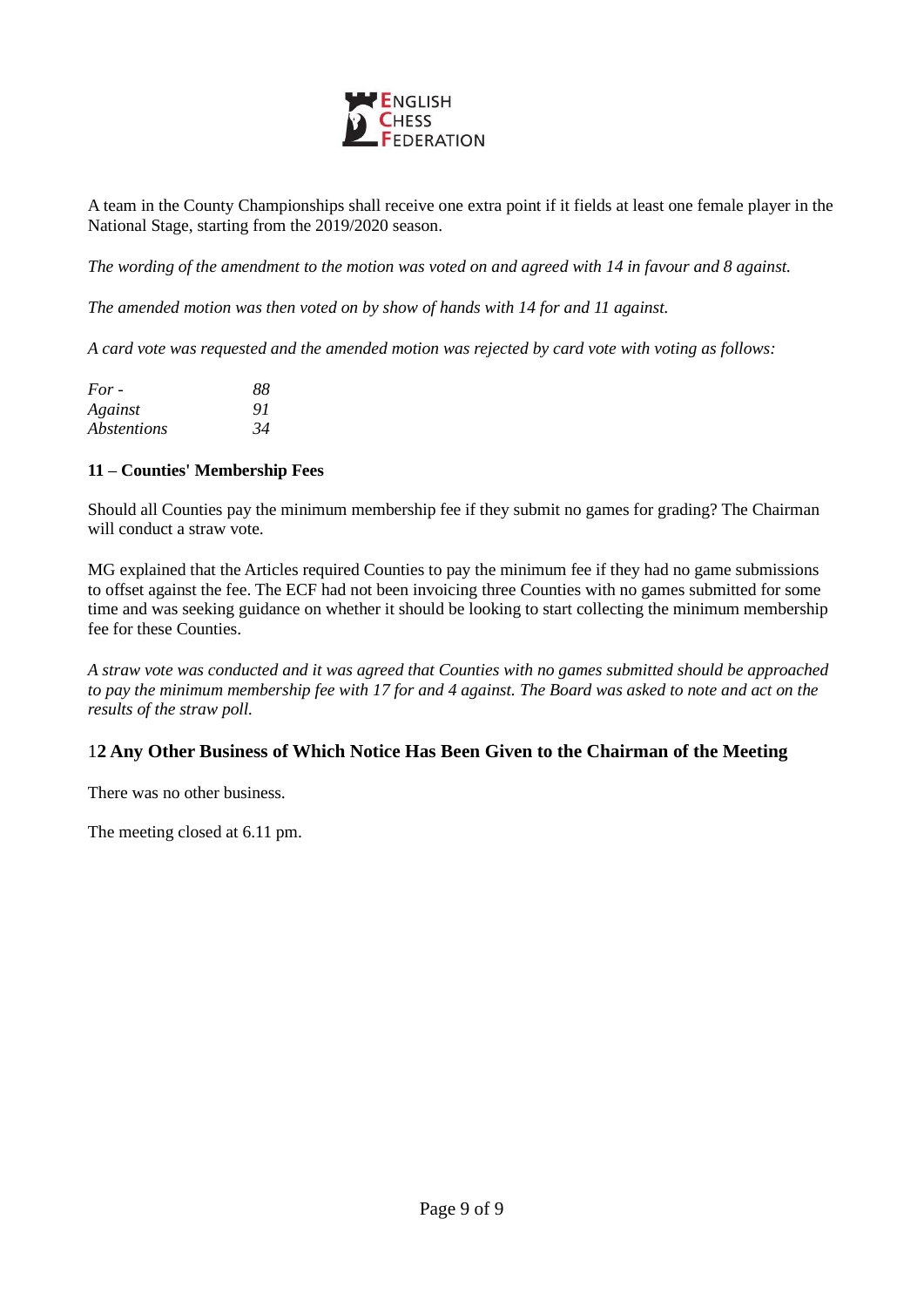A team in the County Championships shall receive one extra point if it fields at least one female player in the National Stage, starting from the 2019/2020 season.

*The wording of the amendment to the motion was voted on and agreed with 14 in favour and 8 against.*

*The amended motion was then voted on by show of hands with 14 for and 11 against.*

*A card vote was requested and the amended motion was rejected by card vote with voting as follows:*

| | |
|---|---|
| *For -* | *88* |
| *Against* | *91* |
| *Abstentions* | *34* |

**11 – Counties' Membership Fees**

Should all Counties pay the minimum membership fee if they submit no games for grading? The Chairman will conduct a straw vote.

MG explained that the Articles required Counties to pay the minimum fee if they had no game submissions to offset against the fee. The ECF had not been invoicing three Counties with no games submitted for some time and was seeking guidance on whether it should be looking to start collecting the minimum membership fee for these Counties.

*A straw vote was conducted and it was agreed that Counties with no games submitted should be approached to pay the minimum membership fee with 17 for and 4 against. The Board was asked to note and act on the results of the straw poll.*

## 12 Any Other Business of Which Notice Has Been Given to the Chairman of the Meeting

There was no other business.

The meeting closed at 6.11 pm.